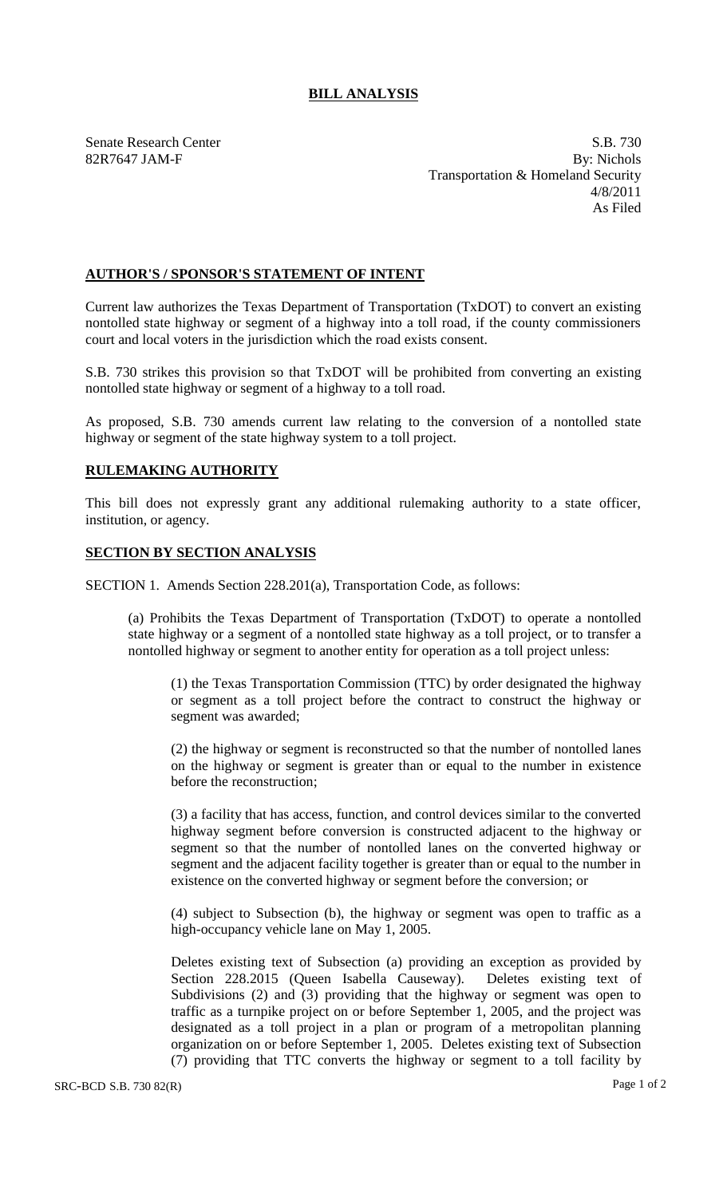# BILL ANALYSIS

Senate Research Center
82R7647 JAM-F

S.B. 730
By: Nichols
Transportation & Homeland Security
4/8/2011
As Filed

## AUTHOR'S / SPONSOR'S STATEMENT OF INTENT

Current law authorizes the Texas Department of Transportation (TxDOT) to convert an existing nontolled state highway or segment of a highway into a toll road, if the county commissioners court and local voters in the jurisdiction which the road exists consent.

S.B. 730 strikes this provision so that TxDOT will be prohibited from converting an existing nontolled state highway or segment of a highway to a toll road.

As proposed, S.B. 730 amends current law relating to the conversion of a nontolled state highway or segment of the state highway system to a toll project.

## RULEMAKING AUTHORITY

This bill does not expressly grant any additional rulemaking authority to a state officer, institution, or agency.

## SECTION BY SECTION ANALYSIS

SECTION 1. Amends Section 228.201(a), Transportation Code, as follows:

(a) Prohibits the Texas Department of Transportation (TxDOT) to operate a nontolled state highway or a segment of a nontolled state highway as a toll project, or to transfer a nontolled highway or segment to another entity for operation as a toll project unless:

(1) the Texas Transportation Commission (TTC) by order designated the highway or segment as a toll project before the contract to construct the highway or segment was awarded;

(2) the highway or segment is reconstructed so that the number of nontolled lanes on the highway or segment is greater than or equal to the number in existence before the reconstruction;

(3) a facility that has access, function, and control devices similar to the converted highway segment before conversion is constructed adjacent to the highway or segment so that the number of nontolled lanes on the converted highway or segment and the adjacent facility together is greater than or equal to the number in existence on the converted highway or segment before the conversion; or

(4) subject to Subsection (b), the highway or segment was open to traffic as a high-occupancy vehicle lane on May 1, 2005.

Deletes existing text of Subsection (a) providing an exception as provided by Section 228.2015 (Queen Isabella Causeway). Deletes existing text of Subdivisions (2) and (3) providing that the highway or segment was open to traffic as a turnpike project on or before September 1, 2005, and the project was designated as a toll project in a plan or program of a metropolitan planning organization on or before September 1, 2005. Deletes existing text of Subsection (7) providing that TTC converts the highway or segment to a toll facility by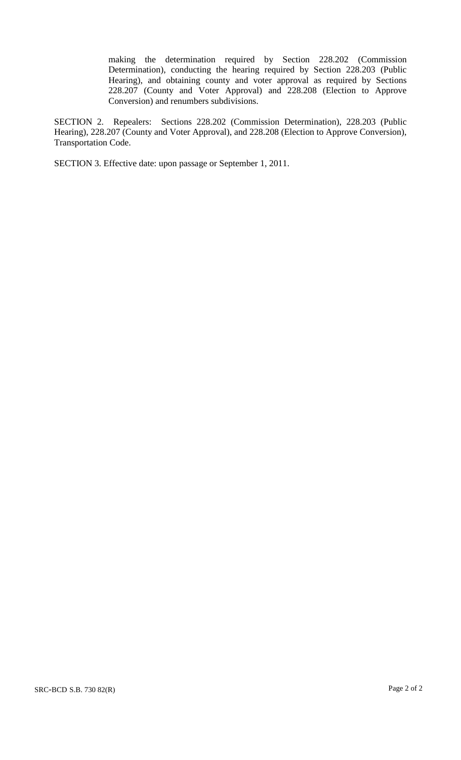making the determination required by Section 228.202 (Commission Determination), conducting the hearing required by Section 228.203 (Public Hearing), and obtaining county and voter approval as required by Sections 228.207 (County and Voter Approval) and 228.208 (Election to Approve Conversion) and renumbers subdivisions.

SECTION 2. Repealers: Sections 228.202 (Commission Determination), 228.203 (Public Hearing), 228.207 (County and Voter Approval), and 228.208 (Election to Approve Conversion), Transportation Code.

SECTION 3. Effective date: upon passage or September 1, 2011.